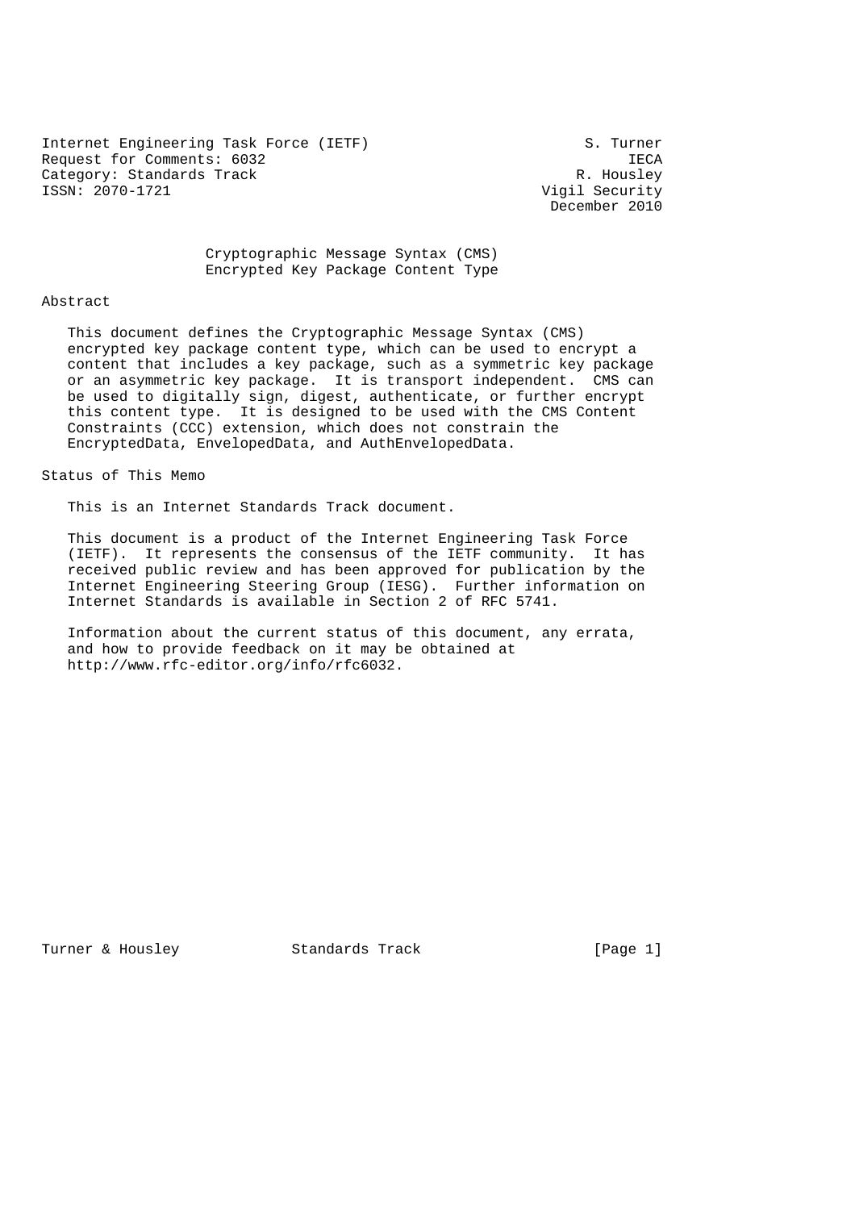Internet Engineering Task Force (IETF)  S. Turner
Request for Comments: 6032  IECA
Category: Standards Track  R. Housley
ISSN: 2070-1721  Vigil Security
December 2010

# Cryptographic Message Syntax (CMS) Encrypted Key Package Content Type

## Abstract

This document defines the Cryptographic Message Syntax (CMS) encrypted key package content type, which can be used to encrypt a content that includes a key package, such as a symmetric key package or an asymmetric key package. It is transport independent. CMS can be used to digitally sign, digest, authenticate, or further encrypt this content type. It is designed to be used with the CMS Content Constraints (CCC) extension, which does not constrain the EncryptedData, EnvelopedData, and AuthEnvelopedData.

## Status of This Memo

This is an Internet Standards Track document.

This document is a product of the Internet Engineering Task Force (IETF). It represents the consensus of the IETF community. It has received public review and has been approved for publication by the Internet Engineering Steering Group (IESG). Further information on Internet Standards is available in Section 2 of RFC 5741.

Information about the current status of this document, any errata, and how to provide feedback on it may be obtained at http://www.rfc-editor.org/info/rfc6032.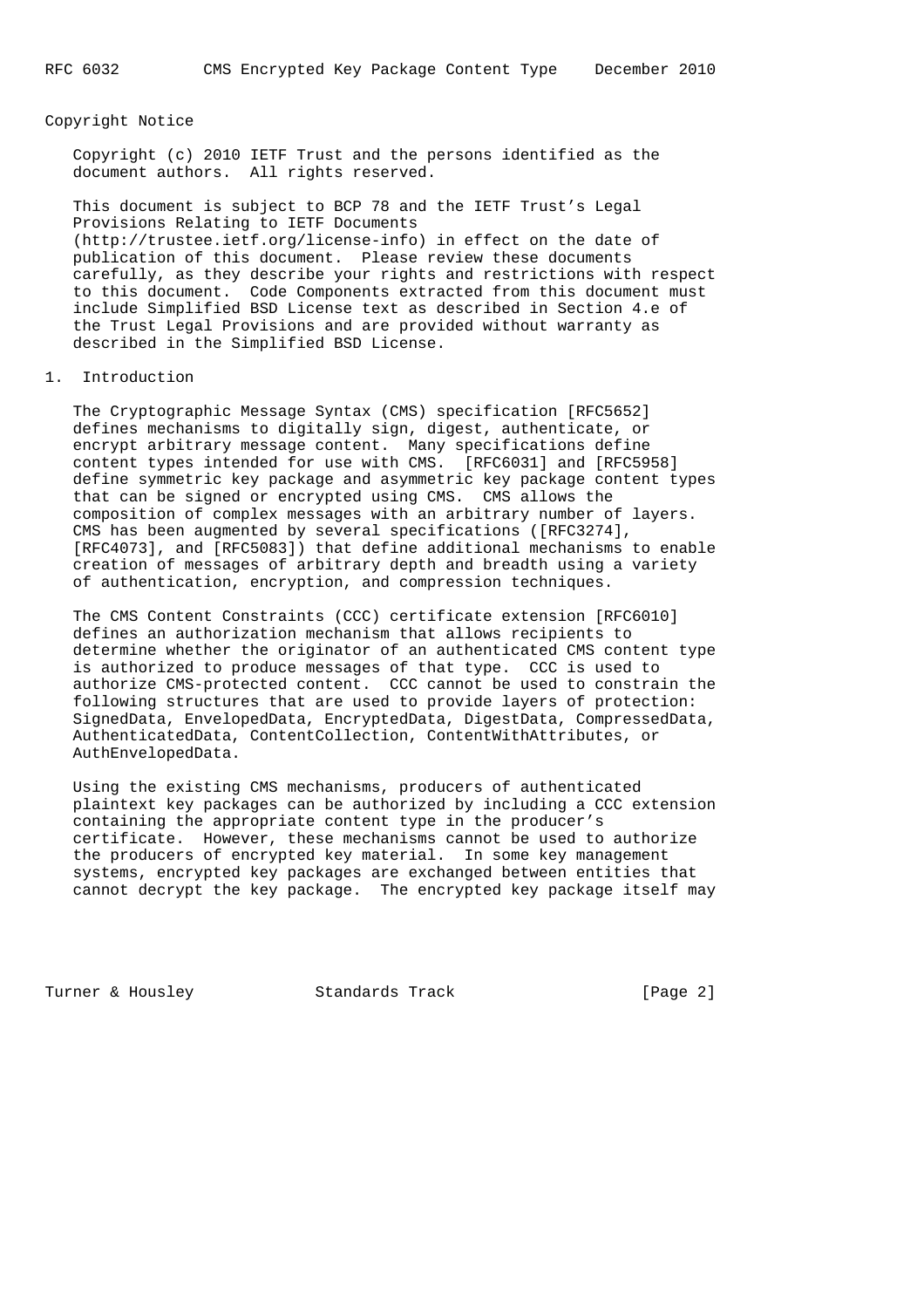Copyright Notice

Copyright (c) 2010 IETF Trust and the persons identified as the document authors. All rights reserved.

This document is subject to BCP 78 and the IETF Trust's Legal Provisions Relating to IETF Documents (http://trustee.ietf.org/license-info) in effect on the date of publication of this document. Please review these documents carefully, as they describe your rights and restrictions with respect to this document. Code Components extracted from this document must include Simplified BSD License text as described in Section 4.e of the Trust Legal Provisions and are provided without warranty as described in the Simplified BSD License.

# 1. Introduction

The Cryptographic Message Syntax (CMS) specification [RFC5652] defines mechanisms to digitally sign, digest, authenticate, or encrypt arbitrary message content. Many specifications define content types intended for use with CMS. [RFC6031] and [RFC5958] define symmetric key package and asymmetric key package content types that can be signed or encrypted using CMS. CMS allows the composition of complex messages with an arbitrary number of layers. CMS has been augmented by several specifications ([RFC3274], [RFC4073], and [RFC5083]) that define additional mechanisms to enable creation of messages of arbitrary depth and breadth using a variety of authentication, encryption, and compression techniques.

The CMS Content Constraints (CCC) certificate extension [RFC6010] defines an authorization mechanism that allows recipients to determine whether the originator of an authenticated CMS content type is authorized to produce messages of that type. CCC is used to authorize CMS-protected content. CCC cannot be used to constrain the following structures that are used to provide layers of protection: SignedData, EnvelopedData, EncryptedData, DigestData, CompressedData, AuthenticatedData, ContentCollection, ContentWithAttributes, or AuthEnvelopedData.

Using the existing CMS mechanisms, producers of authenticated plaintext key packages can be authorized by including a CCC extension containing the appropriate content type in the producer's certificate. However, these mechanisms cannot be used to authorize the producers of encrypted key material. In some key management systems, encrypted key packages are exchanged between entities that cannot decrypt the key package. The encrypted key package itself may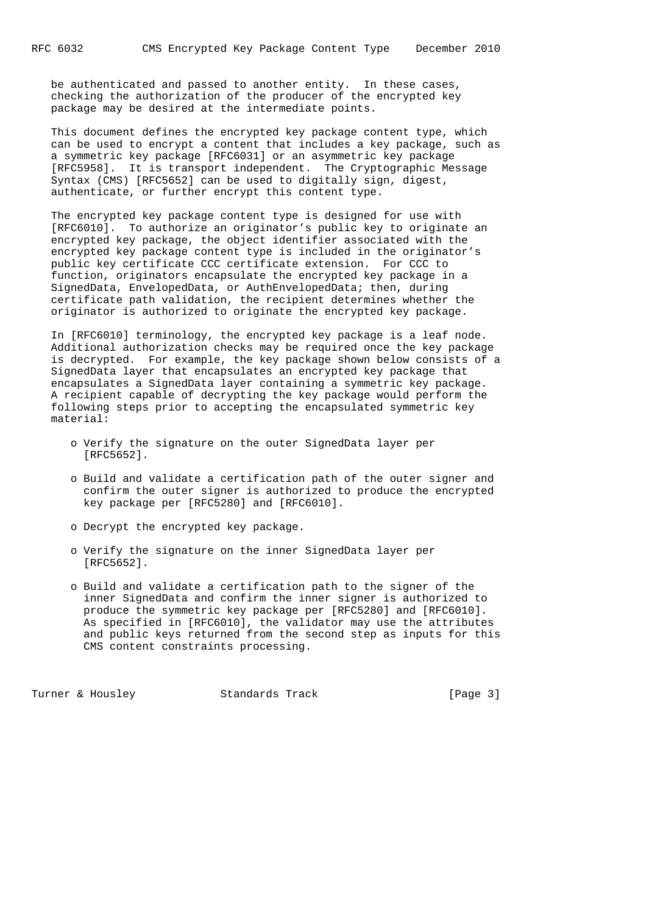be authenticated and passed to another entity. In these cases, checking the authorization of the producer of the encrypted key package may be desired at the intermediate points.

This document defines the encrypted key package content type, which can be used to encrypt a content that includes a key package, such as a symmetric key package [RFC6031] or an asymmetric key package [RFC5958]. It is transport independent. The Cryptographic Message Syntax (CMS) [RFC5652] can be used to digitally sign, digest, authenticate, or further encrypt this content type.

The encrypted key package content type is designed for use with [RFC6010]. To authorize an originator's public key to originate an encrypted key package, the object identifier associated with the encrypted key package content type is included in the originator's public key certificate CCC certificate extension. For CCC to function, originators encapsulate the encrypted key package in a SignedData, EnvelopedData, or AuthEnvelopedData; then, during certificate path validation, the recipient determines whether the originator is authorized to originate the encrypted key package.

In [RFC6010] terminology, the encrypted key package is a leaf node. Additional authorization checks may be required once the key package is decrypted. For example, the key package shown below consists of a SignedData layer that encapsulates an encrypted key package that encapsulates a SignedData layer containing a symmetric key package. A recipient capable of decrypting the key package would perform the following steps prior to accepting the encapsulated symmetric key material:

- Verify the signature on the outer SignedData layer per [RFC5652].
- Build and validate a certification path of the outer signer and confirm the outer signer is authorized to produce the encrypted key package per [RFC5280] and [RFC6010].
- Decrypt the encrypted key package.
- Verify the signature on the inner SignedData layer per [RFC5652].
- Build and validate a certification path to the signer of the inner SignedData and confirm the inner signer is authorized to produce the symmetric key package per [RFC5280] and [RFC6010]. As specified in [RFC6010], the validator may use the attributes and public keys returned from the second step as inputs for this CMS content constraints processing.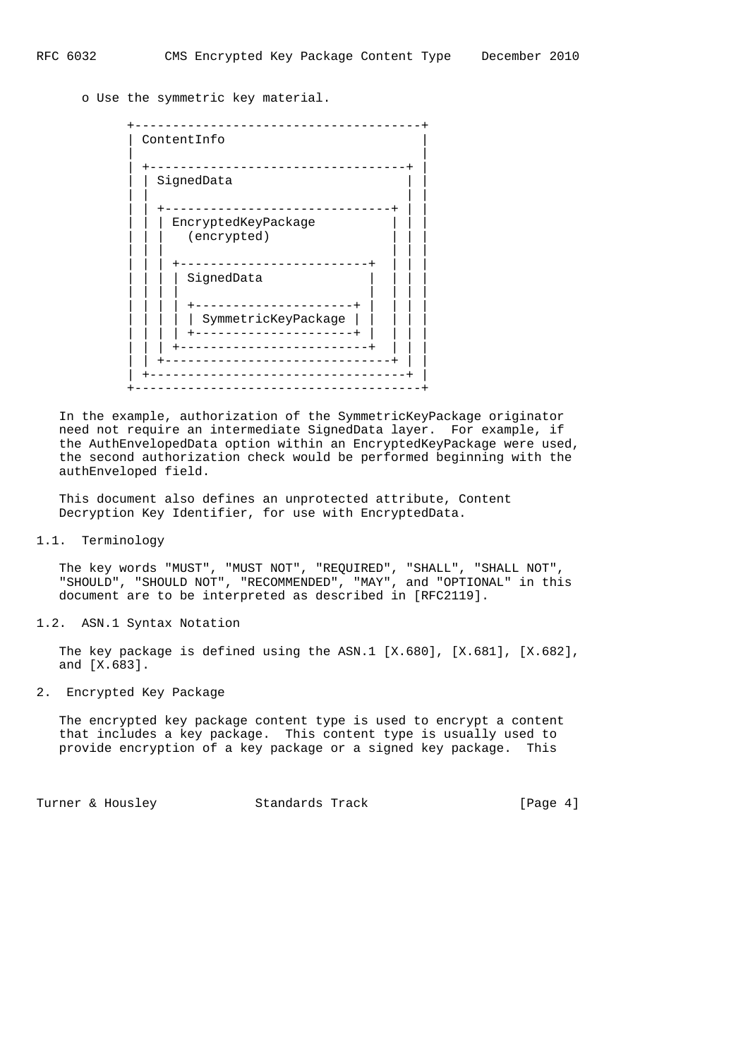- Use the symmetric key material.

```
+--------------------------------------+
| ContentInfo                          |
|                                      |
| +----------------------------------+ |
| | SignedData                       | |
| |                                  | |
| | +------------------------------+ | |
| | | EncryptedKeyPackage          | | |
| | |   (encrypted)                | | |
| | |                              | | |
| | | +-------------------------+  | | |
| | | | SignedData              |  | | |
| | | |                         |  | | |
| | | | +---------------------+ |  | | |
| | | | | SymmetricKeyPackage | |  | | |
| | | | +---------------------+ |  | | |
| | | +-------------------------+  | | |
| | +------------------------------+ | |
| +----------------------------------+ |
+--------------------------------------+
```

In the example, authorization of the SymmetricKeyPackage originator need not require an intermediate SignedData layer. For example, if the AuthEnvelopedData option within an EncryptedKeyPackage were used, the second authorization check would be performed beginning with the authEnveloped field.

This document also defines an unprotected attribute, Content Decryption Key Identifier, for use with EncryptedData.

## 1.1. Terminology

The key words "MUST", "MUST NOT", "REQUIRED", "SHALL", "SHALL NOT", "SHOULD", "SHOULD NOT", "RECOMMENDED", "MAY", and "OPTIONAL" in this document are to be interpreted as described in [RFC2119].

## 1.2. ASN.1 Syntax Notation

The key package is defined using the ASN.1 [X.680], [X.681], [X.682], and [X.683].

# 2. Encrypted Key Package

The encrypted key package content type is used to encrypt a content that includes a key package. This content type is usually used to provide encryption of a key package or a signed key package. This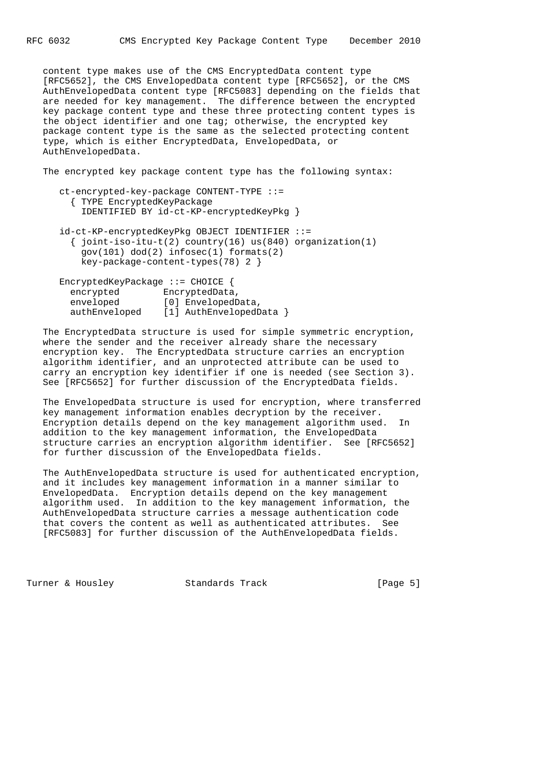content type makes use of the CMS EncryptedData content type [RFC5652], the CMS EnvelopedData content type [RFC5652], or the CMS AuthEnvelopedData content type [RFC5083] depending on the fields that are needed for key management. The difference between the encrypted key package content type and these three protecting content types is the object identifier and one tag; otherwise, the encrypted key package content type is the same as the selected protecting content type, which is either EncryptedData, EnvelopedData, or AuthEnvelopedData.

The encrypted key package content type has the following syntax:

```
ct-encrypted-key-package CONTENT-TYPE ::=
  { TYPE EncryptedKeyPackage
    IDENTIFIED BY id-ct-KP-encryptedKeyPkg }

id-ct-KP-encryptedKeyPkg OBJECT IDENTIFIER ::=
  { joint-iso-itu-t(2) country(16) us(840) organization(1)
    gov(101) dod(2) infosec(1) formats(2)
    key-package-content-types(78) 2 }

EncryptedKeyPackage ::= CHOICE {
  encrypted        EncryptedData,
  enveloped        [0] EnvelopedData,
  authEnveloped    [1] AuthEnvelopedData }
```

The EncryptedData structure is used for simple symmetric encryption, where the sender and the receiver already share the necessary encryption key. The EncryptedData structure carries an encryption algorithm identifier, and an unprotected attribute can be used to carry an encryption key identifier if one is needed (see Section 3). See [RFC5652] for further discussion of the EncryptedData fields.

The EnvelopedData structure is used for encryption, where transferred key management information enables decryption by the receiver. Encryption details depend on the key management algorithm used. In addition to the key management information, the EnvelopedData structure carries an encryption algorithm identifier. See [RFC5652] for further discussion of the EnvelopedData fields.

The AuthEnvelopedData structure is used for authenticated encryption, and it includes key management information in a manner similar to EnvelopedData. Encryption details depend on the key management algorithm used. In addition to the key management information, the AuthEnvelopedData structure carries a message authentication code that covers the content as well as authenticated attributes. See [RFC5083] for further discussion of the AuthEnvelopedData fields.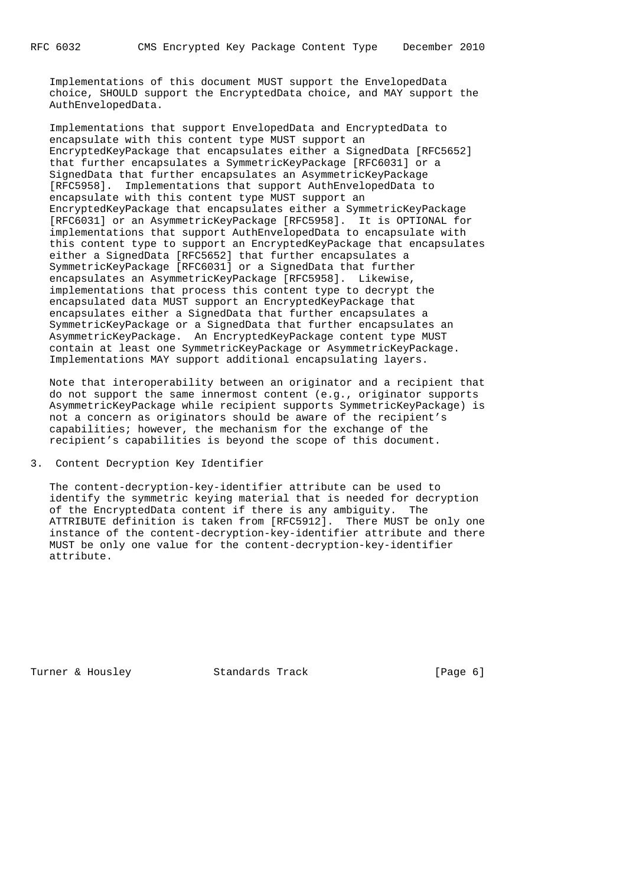Implementations of this document MUST support the EnvelopedData choice, SHOULD support the EncryptedData choice, and MAY support the AuthEnvelopedData.

Implementations that support EnvelopedData and EncryptedData to encapsulate with this content type MUST support an EncryptedKeyPackage that encapsulates either a SignedData [RFC5652] that further encapsulates a SymmetricKeyPackage [RFC6031] or a SignedData that further encapsulates an AsymmetricKeyPackage [RFC5958]. Implementations that support AuthEnvelopedData to encapsulate with this content type MUST support an EncryptedKeyPackage that encapsulates either a SymmetricKeyPackage [RFC6031] or an AsymmetricKeyPackage [RFC5958]. It is OPTIONAL for implementations that support AuthEnvelopedData to encapsulate with this content type to support an EncryptedKeyPackage that encapsulates either a SignedData [RFC5652] that further encapsulates a SymmetricKeyPackage [RFC6031] or a SignedData that further encapsulates an AsymmetricKeyPackage [RFC5958]. Likewise, implementations that process this content type to decrypt the encapsulated data MUST support an EncryptedKeyPackage that encapsulates either a SignedData that further encapsulates a SymmetricKeyPackage or a SignedData that further encapsulates an AsymmetricKeyPackage. An EncryptedKeyPackage content type MUST contain at least one SymmetricKeyPackage or AsymmetricKeyPackage. Implementations MAY support additional encapsulating layers.

Note that interoperability between an originator and a recipient that do not support the same innermost content (e.g., originator supports AsymmetricKeyPackage while recipient supports SymmetricKeyPackage) is not a concern as originators should be aware of the recipient's capabilities; however, the mechanism for the exchange of the recipient's capabilities is beyond the scope of this document.

## 3. Content Decryption Key Identifier

The content-decryption-key-identifier attribute can be used to identify the symmetric keying material that is needed for decryption of the EncryptedData content if there is any ambiguity. The ATTRIBUTE definition is taken from [RFC5912]. There MUST be only one instance of the content-decryption-key-identifier attribute and there MUST be only one value for the content-decryption-key-identifier attribute.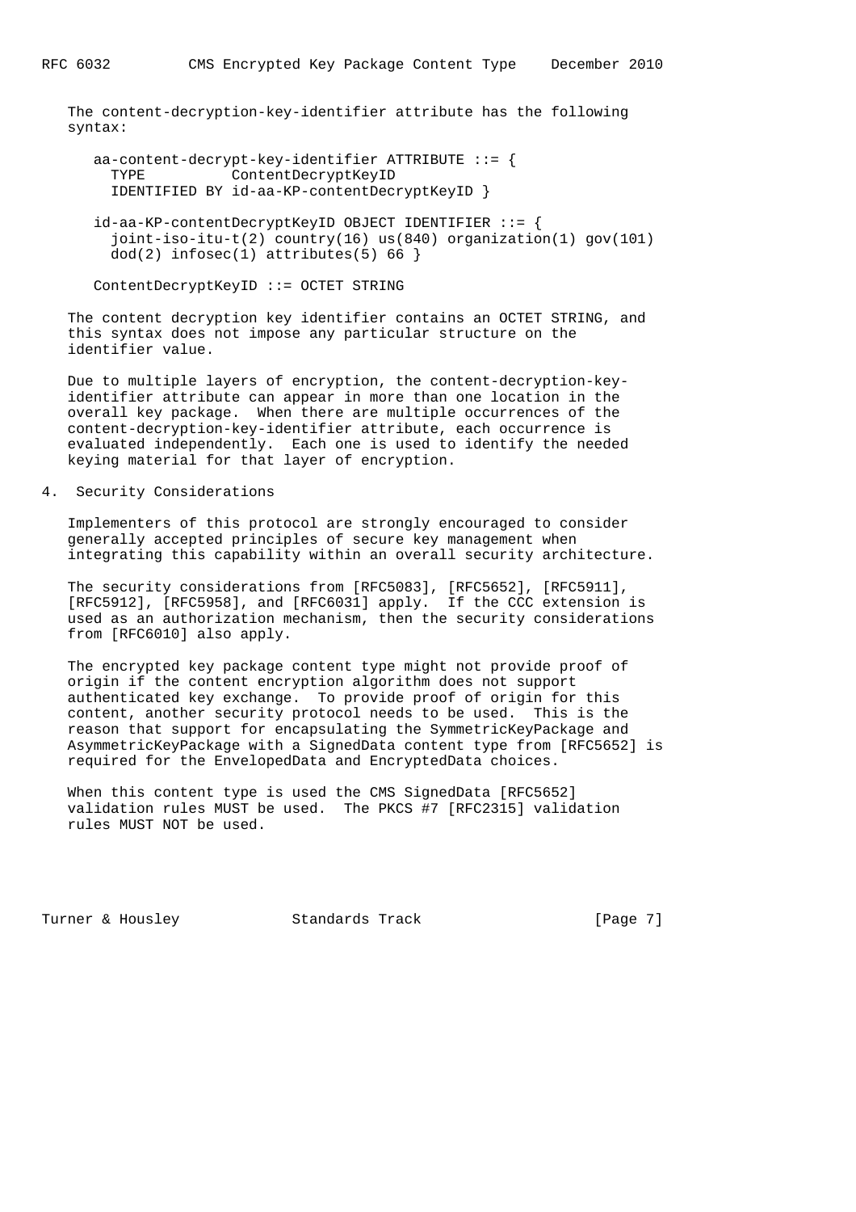The content-decryption-key-identifier attribute has the following syntax:

```
aa-content-decrypt-key-identifier ATTRIBUTE ::= {
  TYPE          ContentDecryptKeyID
  IDENTIFIED BY id-aa-KP-contentDecryptKeyID }

id-aa-KP-contentDecryptKeyID OBJECT IDENTIFIER ::= {
  joint-iso-itu-t(2) country(16) us(840) organization(1) gov(101)
  dod(2) infosec(1) attributes(5) 66 }

ContentDecryptKeyID ::= OCTET STRING
```

The content decryption key identifier contains an OCTET STRING, and this syntax does not impose any particular structure on the identifier value.

Due to multiple layers of encryption, the content-decryption-key-identifier attribute can appear in more than one location in the overall key package. When there are multiple occurrences of the content-decryption-key-identifier attribute, each occurrence is evaluated independently. Each one is used to identify the needed keying material for that layer of encryption.

## 4. Security Considerations

Implementers of this protocol are strongly encouraged to consider generally accepted principles of secure key management when integrating this capability within an overall security architecture.

The security considerations from [RFC5083], [RFC5652], [RFC5911], [RFC5912], [RFC5958], and [RFC6031] apply. If the CCC extension is used as an authorization mechanism, then the security considerations from [RFC6010] also apply.

The encrypted key package content type might not provide proof of origin if the content encryption algorithm does not support authenticated key exchange. To provide proof of origin for this content, another security protocol needs to be used. This is the reason that support for encapsulating the SymmetricKeyPackage and AsymmetricKeyPackage with a SignedData content type from [RFC5652] is required for the EnvelopedData and EncryptedData choices.

When this content type is used the CMS SignedData [RFC5652] validation rules MUST be used. The PKCS #7 [RFC2315] validation rules MUST NOT be used.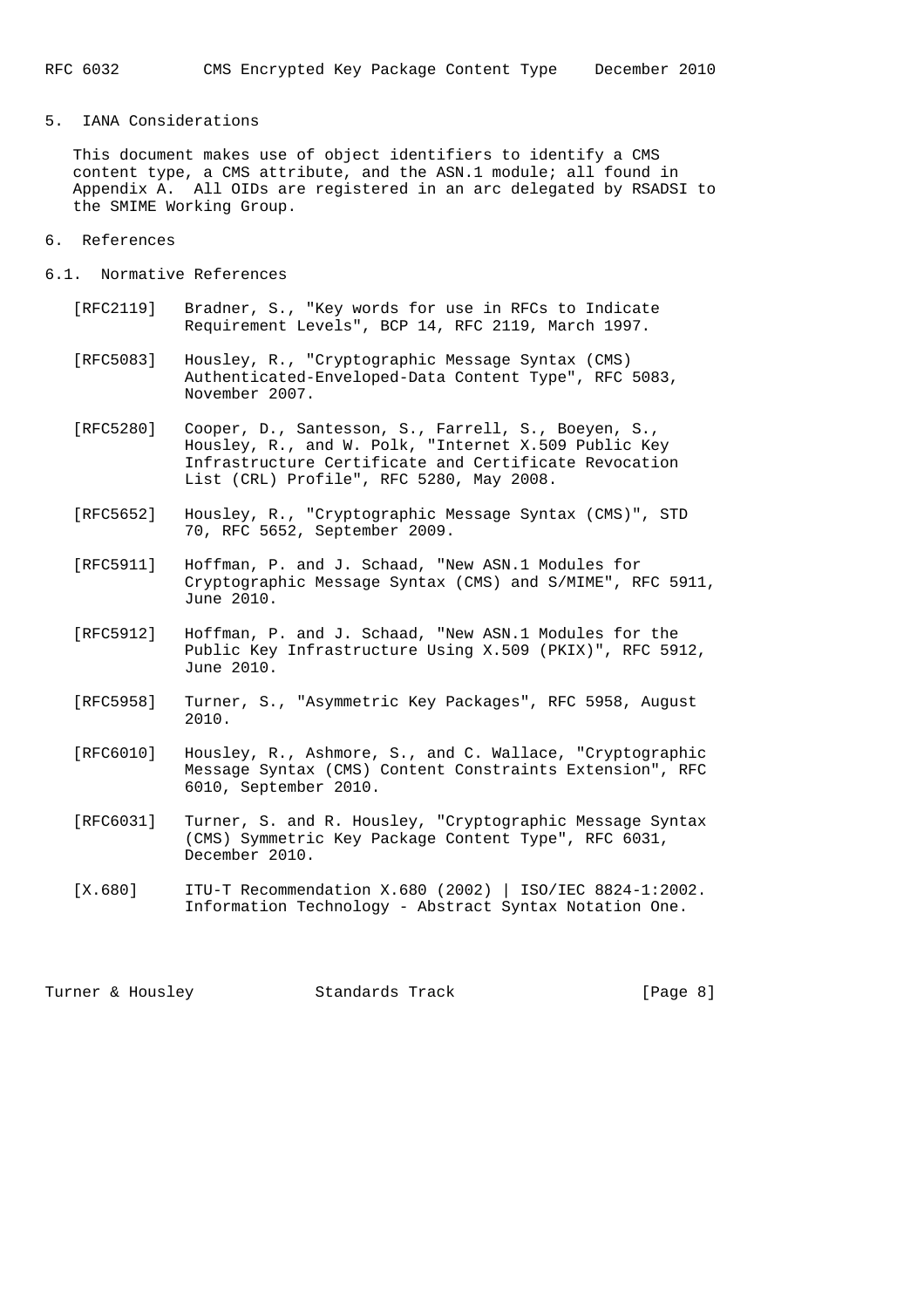## 5. IANA Considerations

This document makes use of object identifiers to identify a CMS content type, a CMS attribute, and the ASN.1 module; all found in Appendix A. All OIDs are registered in an arc delegated by RSADSI to the SMIME Working Group.

## 6. References

### 6.1. Normative References

[RFC2119] Bradner, S., "Key words for use in RFCs to Indicate Requirement Levels", BCP 14, RFC 2119, March 1997.

[RFC5083] Housley, R., "Cryptographic Message Syntax (CMS) Authenticated-Enveloped-Data Content Type", RFC 5083, November 2007.

[RFC5280] Cooper, D., Santesson, S., Farrell, S., Boeyen, S., Housley, R., and W. Polk, "Internet X.509 Public Key Infrastructure Certificate and Certificate Revocation List (CRL) Profile", RFC 5280, May 2008.

[RFC5652] Housley, R., "Cryptographic Message Syntax (CMS)", STD 70, RFC 5652, September 2009.

[RFC5911] Hoffman, P. and J. Schaad, "New ASN.1 Modules for Cryptographic Message Syntax (CMS) and S/MIME", RFC 5911, June 2010.

[RFC5912] Hoffman, P. and J. Schaad, "New ASN.1 Modules for the Public Key Infrastructure Using X.509 (PKIX)", RFC 5912, June 2010.

[RFC5958] Turner, S., "Asymmetric Key Packages", RFC 5958, August 2010.

[RFC6010] Housley, R., Ashmore, S., and C. Wallace, "Cryptographic Message Syntax (CMS) Content Constraints Extension", RFC 6010, September 2010.

[RFC6031] Turner, S. and R. Housley, "Cryptographic Message Syntax (CMS) Symmetric Key Package Content Type", RFC 6031, December 2010.

[X.680] ITU-T Recommendation X.680 (2002) | ISO/IEC 8824-1:2002. Information Technology - Abstract Syntax Notation One.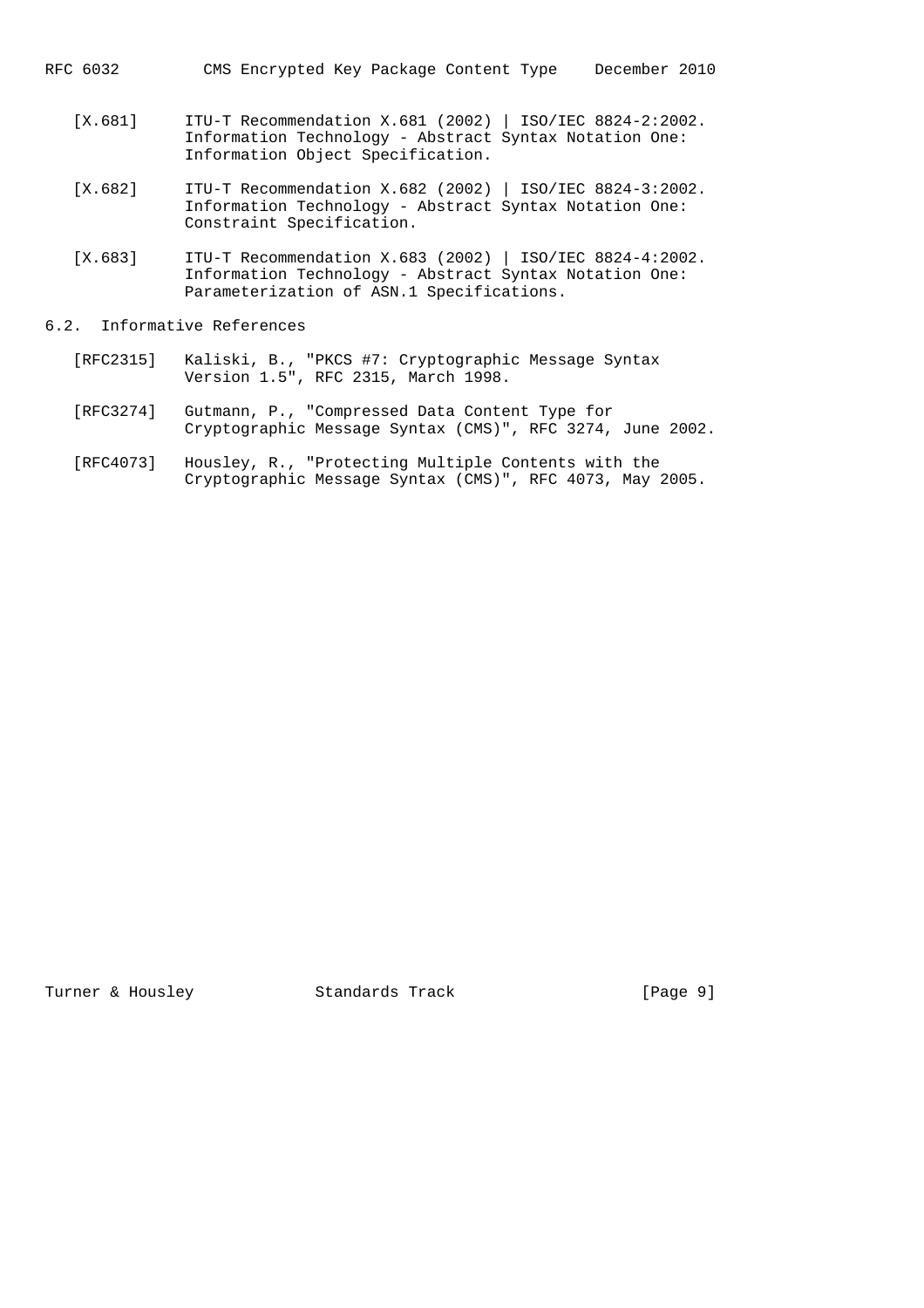[X.681] ITU-T Recommendation X.681 (2002) | ISO/IEC 8824-2:2002. Information Technology - Abstract Syntax Notation One: Information Object Specification.

[X.682] ITU-T Recommendation X.682 (2002) | ISO/IEC 8824-3:2002. Information Technology - Abstract Syntax Notation One: Constraint Specification.

[X.683] ITU-T Recommendation X.683 (2002) | ISO/IEC 8824-4:2002. Information Technology - Abstract Syntax Notation One: Parameterization of ASN.1 Specifications.

### 6.2. Informative References

[RFC2315] Kaliski, B., "PKCS #7: Cryptographic Message Syntax Version 1.5", RFC 2315, March 1998.

[RFC3274] Gutmann, P., "Compressed Data Content Type for Cryptographic Message Syntax (CMS)", RFC 3274, June 2002.

[RFC4073] Housley, R., "Protecting Multiple Contents with the Cryptographic Message Syntax (CMS)", RFC 4073, May 2005.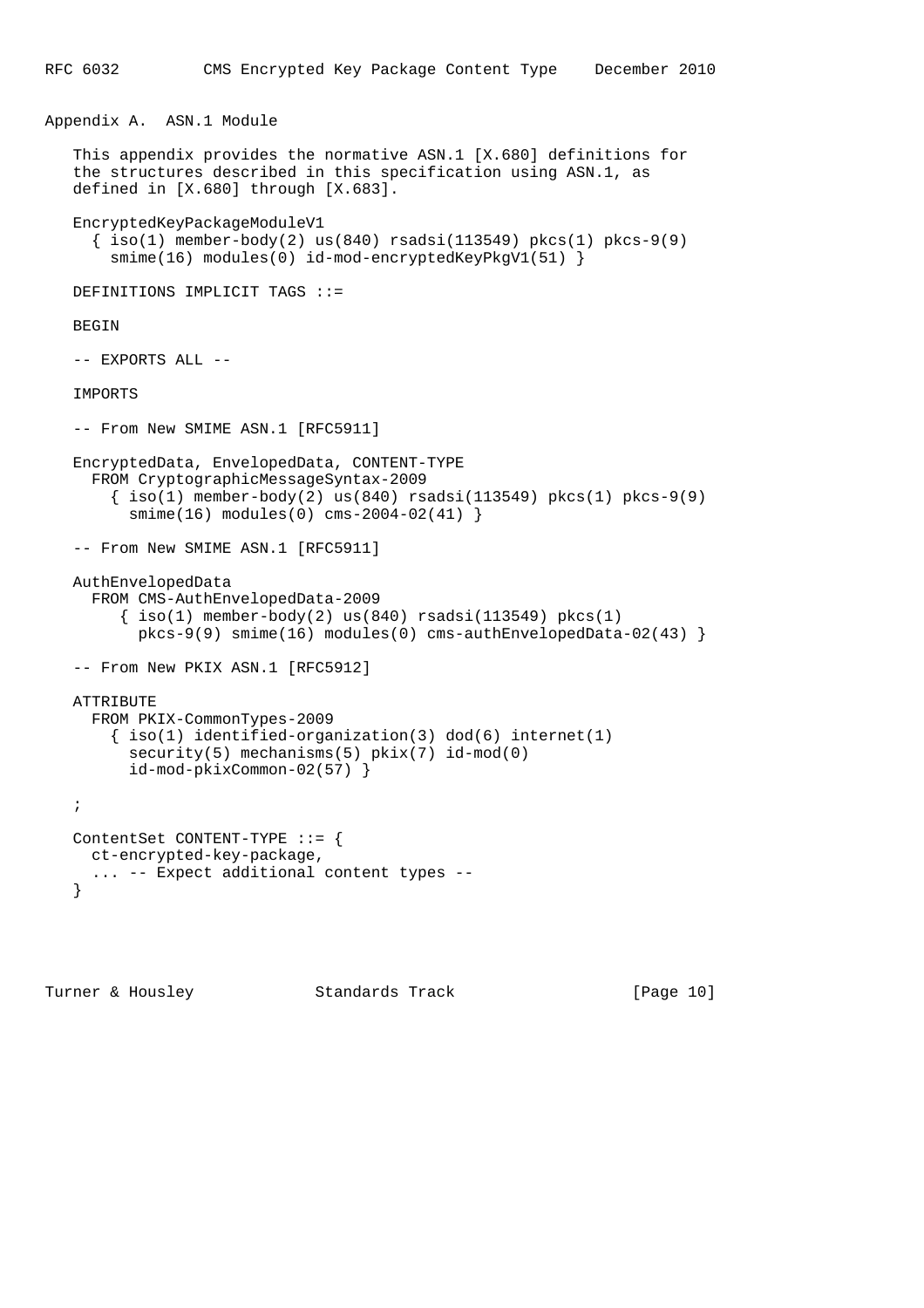## Appendix A. ASN.1 Module

This appendix provides the normative ASN.1 [X.680] definitions for the structures described in this specification using ASN.1, as defined in [X.680] through [X.683].

```
EncryptedKeyPackageModuleV1
  { iso(1) member-body(2) us(840) rsadsi(113549) pkcs(1) pkcs-9(9)
    smime(16) modules(0) id-mod-encryptedKeyPkgV1(51) }

DEFINITIONS IMPLICIT TAGS ::=

BEGIN

-- EXPORTS ALL --

IMPORTS

-- From New SMIME ASN.1 [RFC5911]

EncryptedData, EnvelopedData, CONTENT-TYPE
  FROM CryptographicMessageSyntax-2009
    { iso(1) member-body(2) us(840) rsadsi(113549) pkcs(1) pkcs-9(9)
      smime(16) modules(0) cms-2004-02(41) }

-- From New SMIME ASN.1 [RFC5911]

AuthEnvelopedData
  FROM CMS-AuthEnvelopedData-2009
     { iso(1) member-body(2) us(840) rsadsi(113549) pkcs(1)
       pkcs-9(9) smime(16) modules(0) cms-authEnvelopedData-02(43) }

-- From New PKIX ASN.1 [RFC5912]

ATTRIBUTE
  FROM PKIX-CommonTypes-2009
    { iso(1) identified-organization(3) dod(6) internet(1)
      security(5) mechanisms(5) pkix(7) id-mod(0)
      id-mod-pkixCommon-02(57) }

;

ContentSet CONTENT-TYPE ::= {
  ct-encrypted-key-package,
  ... -- Expect additional content types --
}
```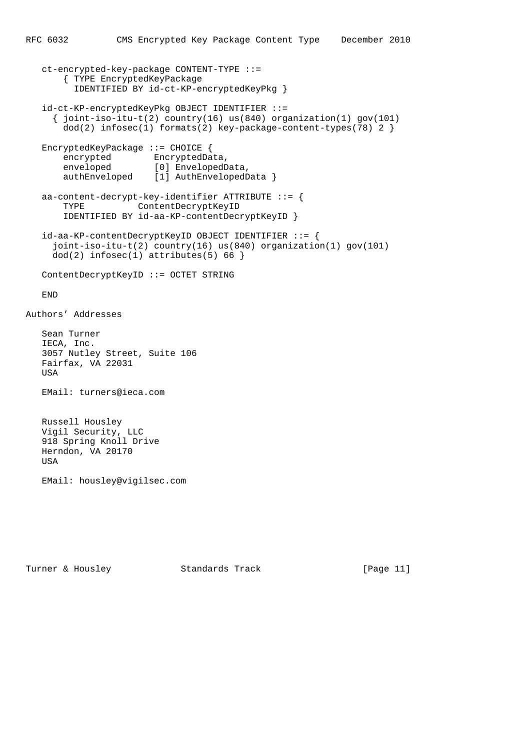```
   ct-encrypted-key-package CONTENT-TYPE ::=
       { TYPE EncryptedKeyPackage
         IDENTIFIED BY id-ct-KP-encryptedKeyPkg }

   id-ct-KP-encryptedKeyPkg OBJECT IDENTIFIER ::=
     { joint-iso-itu-t(2) country(16) us(840) organization(1) gov(101)
       dod(2) infosec(1) formats(2) key-package-content-types(78) 2 }

   EncryptedKeyPackage ::= CHOICE {
       encrypted        EncryptedData,
       enveloped        [0] EnvelopedData,
       authEnveloped    [1] AuthEnvelopedData }

   aa-content-decrypt-key-identifier ATTRIBUTE ::= {
       TYPE          ContentDecryptKeyID
       IDENTIFIED BY id-aa-KP-contentDecryptKeyID }

   id-aa-KP-contentDecryptKeyID OBJECT IDENTIFIER ::= {
     joint-iso-itu-t(2) country(16) us(840) organization(1) gov(101)
     dod(2) infosec(1) attributes(5) 66 }

   ContentDecryptKeyID ::= OCTET STRING

   END
```

## Authors' Addresses

Sean Turner
IECA, Inc.
3057 Nutley Street, Suite 106
Fairfax, VA 22031
USA

EMail: turners@ieca.com

Russell Housley
Vigil Security, LLC
918 Spring Knoll Drive
Herndon, VA 20170
USA

EMail: housley@vigilsec.com